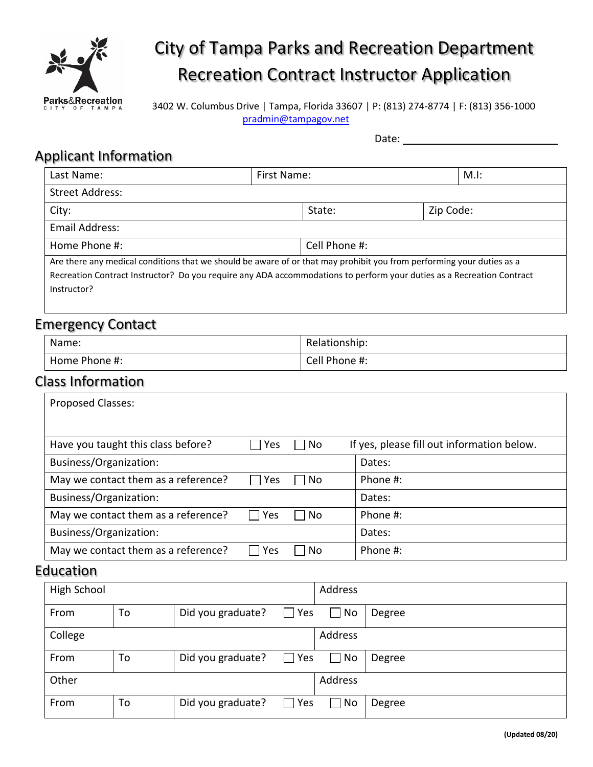# City of Tampa Parks and Recreation Department
# Recreation Contract Instructor Application

Parks&Recreation CITY OF TAMPA

3402 W. Columbus Drive | Tampa, Florida 33607 | P: (813) 274-8774 | F: (813) 356-1000
pradmin@tampagov.net

Date: ______________________

## Applicant Information

| Last Name: | First Name: | M.I: |
|---|---|---|
| Street Address: | | |
| City: | State: | Zip Code: |
| Email Address: | | |
| Home Phone #: | Cell Phone #: | |
| Are there any medical conditions that we should be aware of or that may prohibit you from performing your duties as a Recreation Contract Instructor? Do you require any ADA accommodations to perform your duties as a Recreation Contract Instructor? | | |

## Emergency Contact

| Name: | Relationship: |
|---|---|
| Home Phone #: | Cell Phone #: |

## Class Information

| Proposed Classes: | | |
|---|---|---|
| Have you taught this class before? | ☐ Yes ☐ No | If yes, please fill out information below. |
| Business/Organization: | | Dates: |
| May we contact them as a reference? | ☐ Yes ☐ No | Phone #: |
| Business/Organization: | | Dates: |
| May we contact them as a reference? | ☐ Yes ☐ No | Phone #: |
| Business/Organization: | | Dates: |
| May we contact them as a reference? | ☐ Yes ☐ No | Phone #: |

## Education

| High School | | | Address |
|---|---|---|---|
| From | To | Did you graduate? ☐ Yes ☐ No | Degree |
| College | | | Address |
| From | To | Did you graduate? ☐ Yes ☐ No | Degree |
| Other | | | Address |
| From | To | Did you graduate? ☐ Yes ☐ No | Degree |

(Updated 08/20)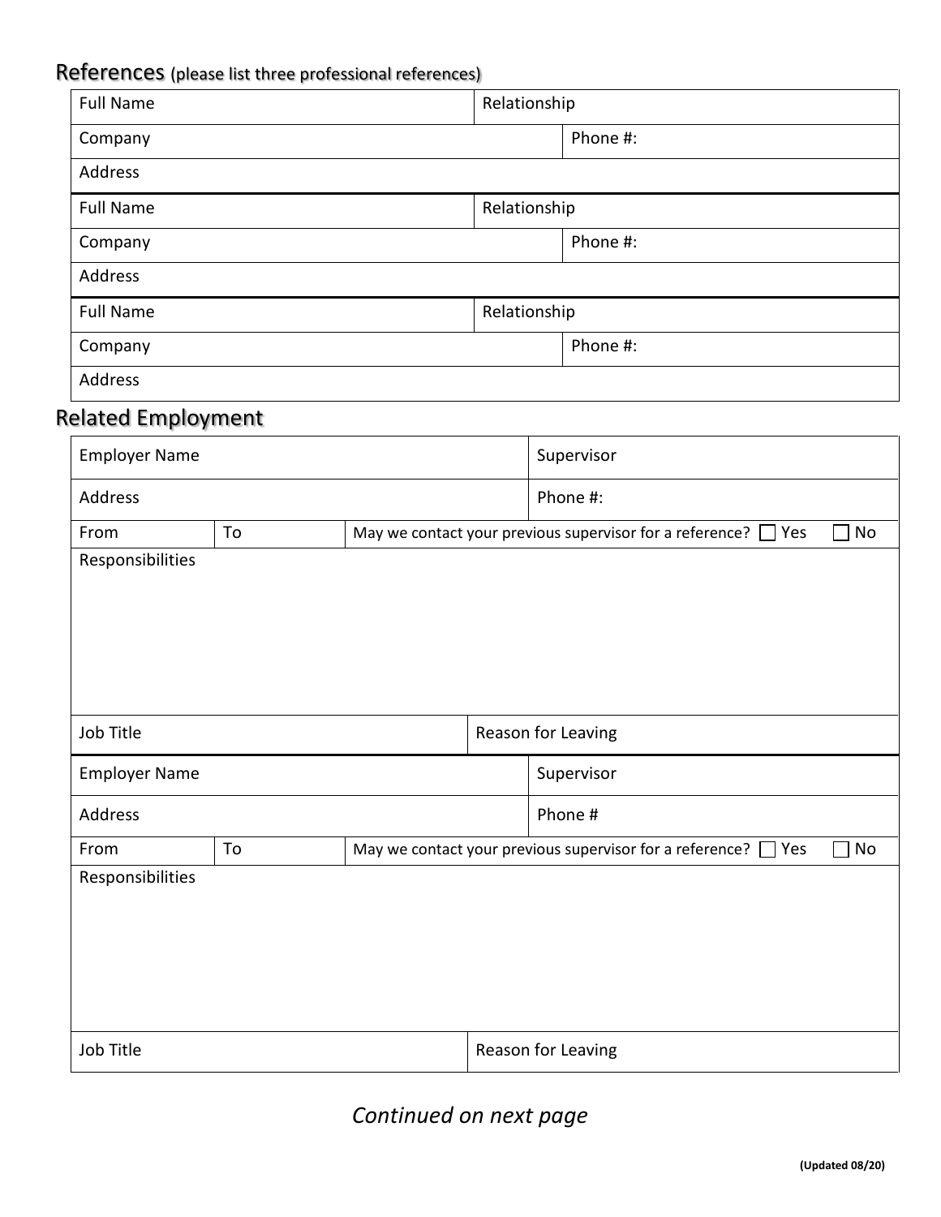## References (please list three professional references)

| Full Name | Relationship |
|---|---|
| Company | Phone #: |
| Address | |
| Full Name | Relationship |
| Company | Phone #: |
| Address | |
| Full Name | Relationship |
| Company | Phone #: |
| Address | |

## Related Employment

| Employer Name | | Supervisor |
|---|---|---|
| Address | | Phone #: |
| From | To | May we contact your previous supervisor for a reference? ☐ Yes ☐ No |
| Responsibilities | | |
| Job Title | | Reason for Leaving |

| Employer Name | | Supervisor |
|---|---|---|
| Address | | Phone # |
| From | To | May we contact your previous supervisor for a reference? ☐ Yes ☐ No |
| Responsibilities | | |
| Job Title | | Reason for Leaving |

*Continued on next page*

**(Updated 08/20)**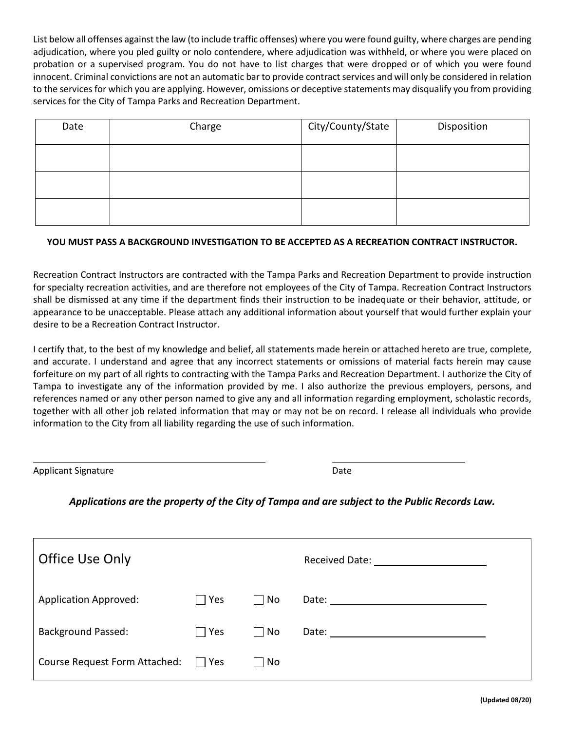List below all offenses against the law (to include traffic offenses) where you were found guilty, where charges are pending adjudication, where you pled guilty or nolo contendere, where adjudication was withheld, or where you were placed on probation or a supervised program. You do not have to list charges that were dropped or of which you were found innocent. Criminal convictions are not an automatic bar to provide contract services and will only be considered in relation to the services for which you are applying. However, omissions or deceptive statements may disqualify you from providing services for the City of Tampa Parks and Recreation Department.

| Date | Charge | City/County/State | Disposition |
|---|---|---|---|
| | | | |
| | | | |
| | | | |

**YOU MUST PASS A BACKGROUND INVESTIGATION TO BE ACCEPTED AS A RECREATION CONTRACT INSTRUCTOR.**

Recreation Contract Instructors are contracted with the Tampa Parks and Recreation Department to provide instruction for specialty recreation activities, and are therefore not employees of the City of Tampa. Recreation Contract Instructors shall be dismissed at any time if the department finds their instruction to be inadequate or their behavior, attitude, or appearance to be unacceptable. Please attach any additional information about yourself that would further explain your desire to be a Recreation Contract Instructor.

I certify that, to the best of my knowledge and belief, all statements made herein or attached hereto are true, complete, and accurate. I understand and agree that any incorrect statements or omissions of material facts herein may cause forfeiture on my part of all rights to contracting with the Tampa Parks and Recreation Department. I authorize the City of Tampa to investigate any of the information provided by me. I also authorize the previous employers, persons, and references named or any other person named to give any and all information regarding employment, scholastic records, together with all other job related information that may or may not be on record. I release all individuals who provide information to the City from all liability regarding the use of such information.

\_\_\_\_\_\_\_\_\_\_\_\_\_\_\_\_\_\_\_\_\_\_\_\_\_\_\_\_\_\_\_\_\_\_ \_\_\_\_\_\_\_\_\_\_\_\_\_\_\_\_\_\_\_\_

Applicant Signature Date

***Applications are the property of the City of Tampa and are subject to the Public Records Law.***

| Office Use Only | | | Received Date: \_\_\_\_\_\_\_\_\_\_\_\_ |
|---|---|---|---|
| Application Approved: | ☐ Yes | ☐ No | Date: \_\_\_\_\_\_\_\_\_\_\_\_ |
| Background Passed: | ☐ Yes | ☐ No | Date: \_\_\_\_\_\_\_\_\_\_\_\_ |
| Course Request Form Attached: | ☐ Yes | ☐ No | |

**(Updated 08/20)**